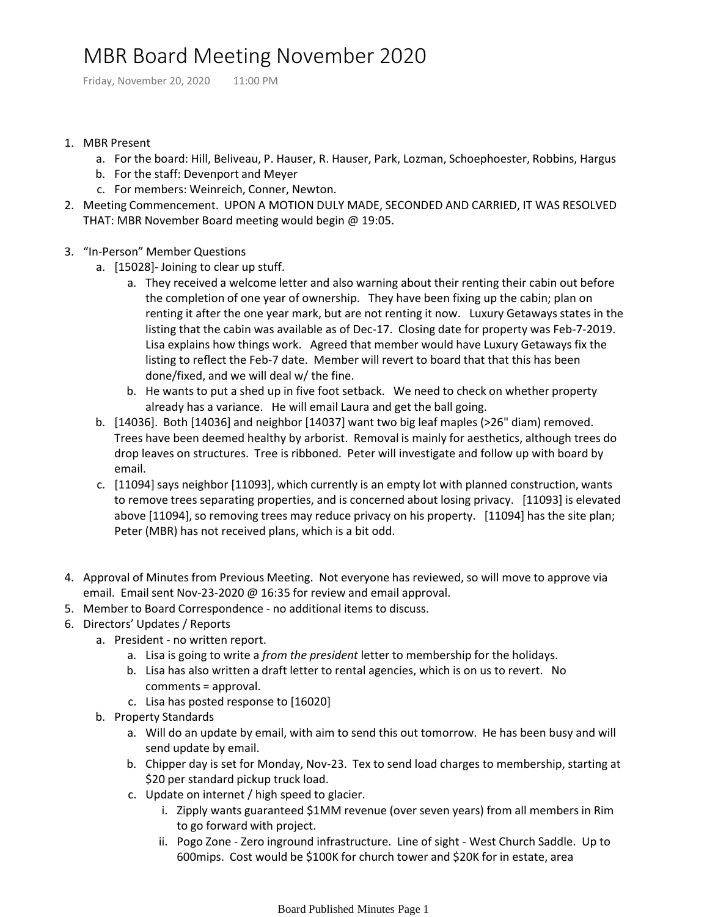# MBR Board Meeting November 2020

Friday, November 20, 2020  11:00 PM

1. MBR Present
   a. For the board: Hill, Beliveau, P. Hauser, R. Hauser, Park, Lozman, Schoephoester, Robbins, Hargus
   b. For the staff: Devenport and Meyer
   c. For members: Weinreich, Conner, Newton.
2. Meeting Commencement. UPON A MOTION DULY MADE, SECONDED AND CARRIED, IT WAS RESOLVED THAT: MBR November Board meeting would begin @ 19:05.
3. "In-Person" Member Questions
   a. [15028]- Joining to clear up stuff.
      a. They received a welcome letter and also warning about their renting their cabin out before the completion of one year of ownership. They have been fixing up the cabin; plan on renting it after the one year mark, but are not renting it now. Luxury Getaways states in the listing that the cabin was available as of Dec-17. Closing date for property was Feb-7-2019. Lisa explains how things work. Agreed that member would have Luxury Getaways fix the listing to reflect the Feb-7 date. Member will revert to board that that this has been done/fixed, and we will deal w/ the fine.
      b. He wants to put a shed up in five foot setback. We need to check on whether property already has a variance. He will email Laura and get the ball going.
   b. [14036]. Both [14036] and neighbor [14037] want two big leaf maples (>26" diam) removed. Trees have been deemed healthy by arborist. Removal is mainly for aesthetics, although trees do drop leaves on structures. Tree is ribboned. Peter will investigate and follow up with board by email.
   c. [11094] says neighbor [11093], which currently is an empty lot with planned construction, wants to remove trees separating properties, and is concerned about losing privacy. [11093] is elevated above [11094], so removing trees may reduce privacy on his property. [11094] has the site plan; Peter (MBR) has not received plans, which is a bit odd.
4. Approval of Minutes from Previous Meeting. Not everyone has reviewed, so will move to approve via email. Email sent Nov-23-2020 @ 16:35 for review and email approval.
5. Member to Board Correspondence - no additional items to discuss.
6. Directors' Updates / Reports
   a. President - no written report.
      a. Lisa is going to write a *from the president* letter to membership for the holidays.
      b. Lisa has also written a draft letter to rental agencies, which is on us to revert. No comments = approval.
      c. Lisa has posted response to [16020]
   b. Property Standards
      a. Will do an update by email, with aim to send this out tomorrow. He has been busy and will send update by email.
      b. Chipper day is set for Monday, Nov-23. Tex to send load charges to membership, starting at $20 per standard pickup truck load.
      c. Update on internet / high speed to glacier.
         i. Zipply wants guaranteed $1MM revenue (over seven years) from all members in Rim to go forward with project.
         ii. Pogo Zone - Zero inground infrastructure. Line of sight - West Church Saddle. Up to 600mips. Cost would be $100K for church tower and $20K for in estate, area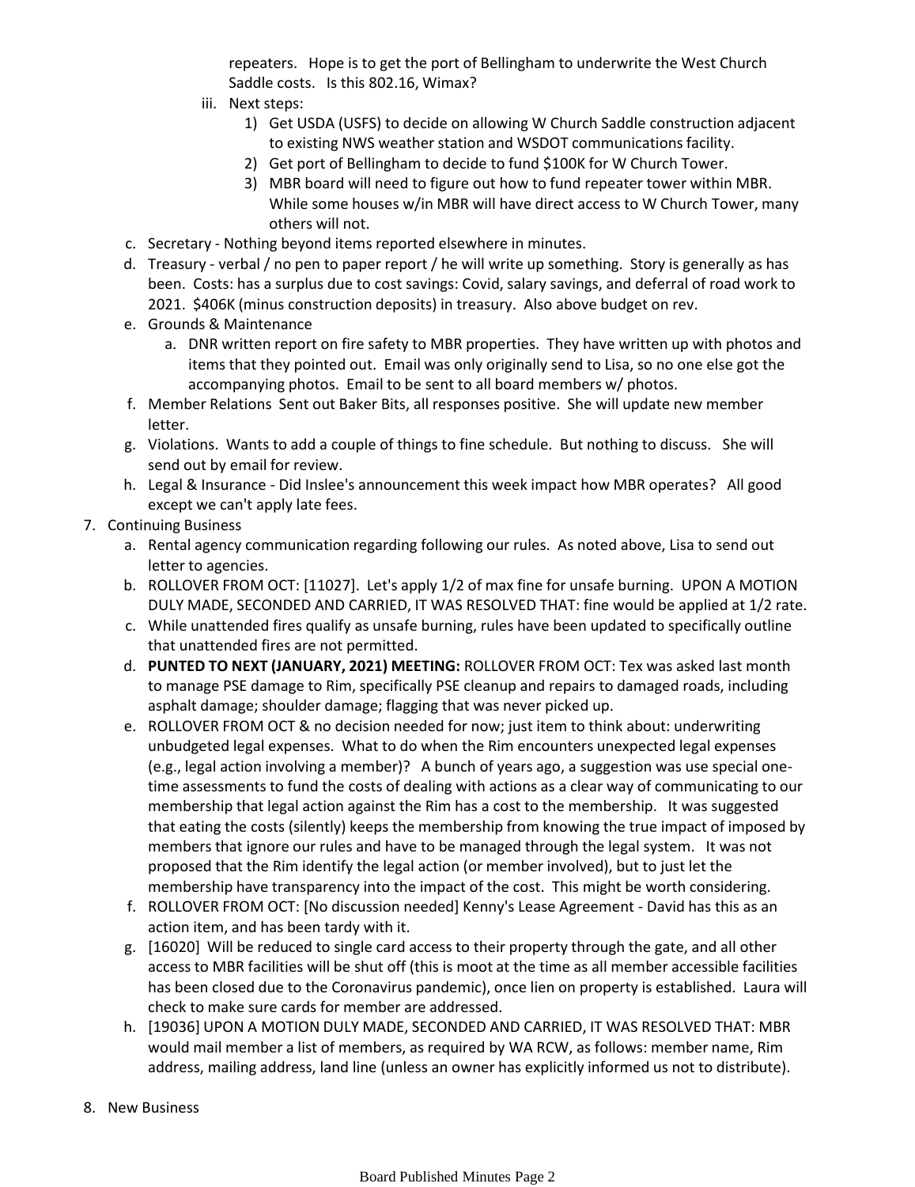repeaters. Hope is to get the port of Bellingham to underwrite the West Church Saddle costs. Is this 802.16, Wimax?

   iii. Next steps:
      1) Get USDA (USFS) to decide on allowing W Church Saddle construction adjacent to existing NWS weather station and WSDOT communications facility.
      2) Get port of Bellingham to decide to fund $100K for W Church Tower.
      3) MBR board will need to figure out how to fund repeater tower within MBR. While some houses w/in MBR will have direct access to W Church Tower, many others will not.

c. Secretary - Nothing beyond items reported elsewhere in minutes.

d. Treasury - verbal / no pen to paper report / he will write up something. Story is generally as has been. Costs: has a surplus due to cost savings: Covid, salary savings, and deferral of road work to 2021. $406K (minus construction deposits) in treasury. Also above budget on rev.

e. Grounds & Maintenance
   a. DNR written report on fire safety to MBR properties. They have written up with photos and items that they pointed out. Email was only originally send to Lisa, so no one else got the accompanying photos. Email to be sent to all board members w/ photos.

f. Member Relations Sent out Baker Bits, all responses positive. She will update new member letter.

g. Violations. Wants to add a couple of things to fine schedule. But nothing to discuss. She will send out by email for review.

h. Legal & Insurance - Did Inslee's announcement this week impact how MBR operates? All good except we can't apply late fees.

7. Continuing Business
   a. Rental agency communication regarding following our rules. As noted above, Lisa to send out letter to agencies.
   b. ROLLOVER FROM OCT: [11027]. Let's apply 1/2 of max fine for unsafe burning. UPON A MOTION DULY MADE, SECONDED AND CARRIED, IT WAS RESOLVED THAT: fine would be applied at 1/2 rate.
   c. While unattended fires qualify as unsafe burning, rules have been updated to specifically outline that unattended fires are not permitted.
   d. **PUNTED TO NEXT (JANUARY, 2021) MEETING:** ROLLOVER FROM OCT: Tex was asked last month to manage PSE damage to Rim, specifically PSE cleanup and repairs to damaged roads, including asphalt damage; shoulder damage; flagging that was never picked up.
   e. ROLLOVER FROM OCT & no decision needed for now; just item to think about: underwriting unbudgeted legal expenses. What to do when the Rim encounters unexpected legal expenses (e.g., legal action involving a member)? A bunch of years ago, a suggestion was use special one-time assessments to fund the costs of dealing with actions as a clear way of communicating to our membership that legal action against the Rim has a cost to the membership. It was suggested that eating the costs (silently) keeps the membership from knowing the true impact of imposed by members that ignore our rules and have to be managed through the legal system. It was not proposed that the Rim identify the legal action (or member involved), but to just let the membership have transparency into the impact of the cost. This might be worth considering.
   f. ROLLOVER FROM OCT: [No discussion needed] Kenny's Lease Agreement - David has this as an action item, and has been tardy with it.
   g. [16020] Will be reduced to single card access to their property through the gate, and all other access to MBR facilities will be shut off (this is moot at the time as all member accessible facilities has been closed due to the Coronavirus pandemic), once lien on property is established. Laura will check to make sure cards for member are addressed.
   h. [19036] UPON A MOTION DULY MADE, SECONDED AND CARRIED, IT WAS RESOLVED THAT: MBR would mail member a list of members, as required by WA RCW, as follows: member name, Rim address, mailing address, land line (unless an owner has explicitly informed us not to distribute).

8. New Business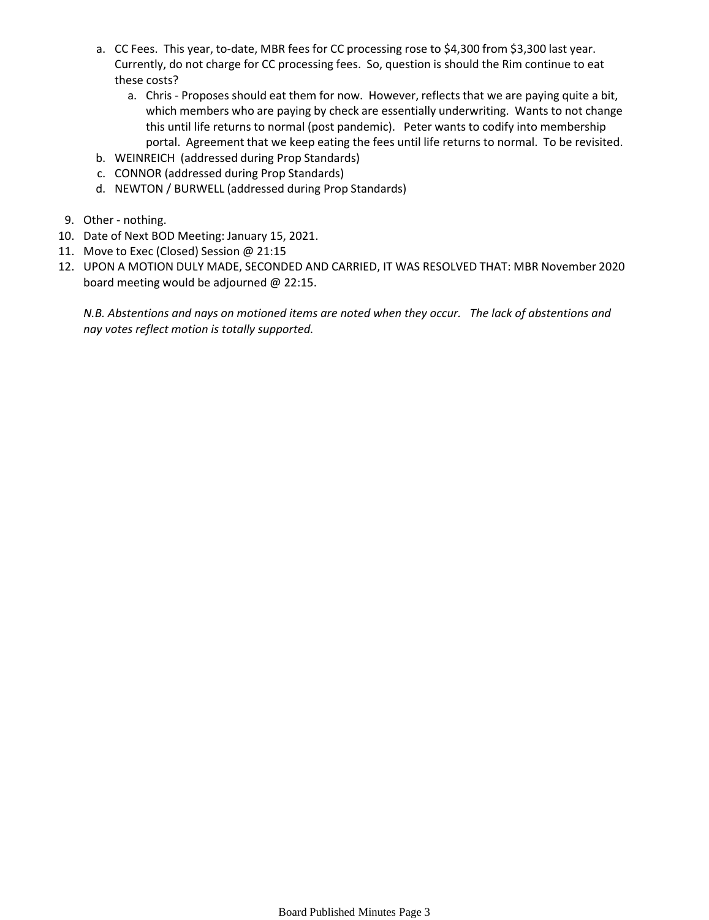a. CC Fees. This year, to-date, MBR fees for CC processing rose to $4,300 from $3,300 last year. Currently, do not charge for CC processing fees. So, question is should the Rim continue to eat these costs?
    a. Chris - Proposes should eat them for now. However, reflects that we are paying quite a bit, which members who are paying by check are essentially underwriting. Wants to not change this until life returns to normal (post pandemic). Peter wants to codify into membership portal. Agreement that we keep eating the fees until life returns to normal. To be revisited.
b. WEINREICH (addressed during Prop Standards)
c. CONNOR (addressed during Prop Standards)
d. NEWTON / BURWELL (addressed during Prop Standards)

9. Other - nothing.
10. Date of Next BOD Meeting: January 15, 2021.
11. Move to Exec (Closed) Session @ 21:15
12. UPON A MOTION DULY MADE, SECONDED AND CARRIED, IT WAS RESOLVED THAT: MBR November 2020 board meeting would be adjourned @ 22:15.

    *N.B. Abstentions and nays on motioned items are noted when they occur. The lack of abstentions and nay votes reflect motion is totally supported.*